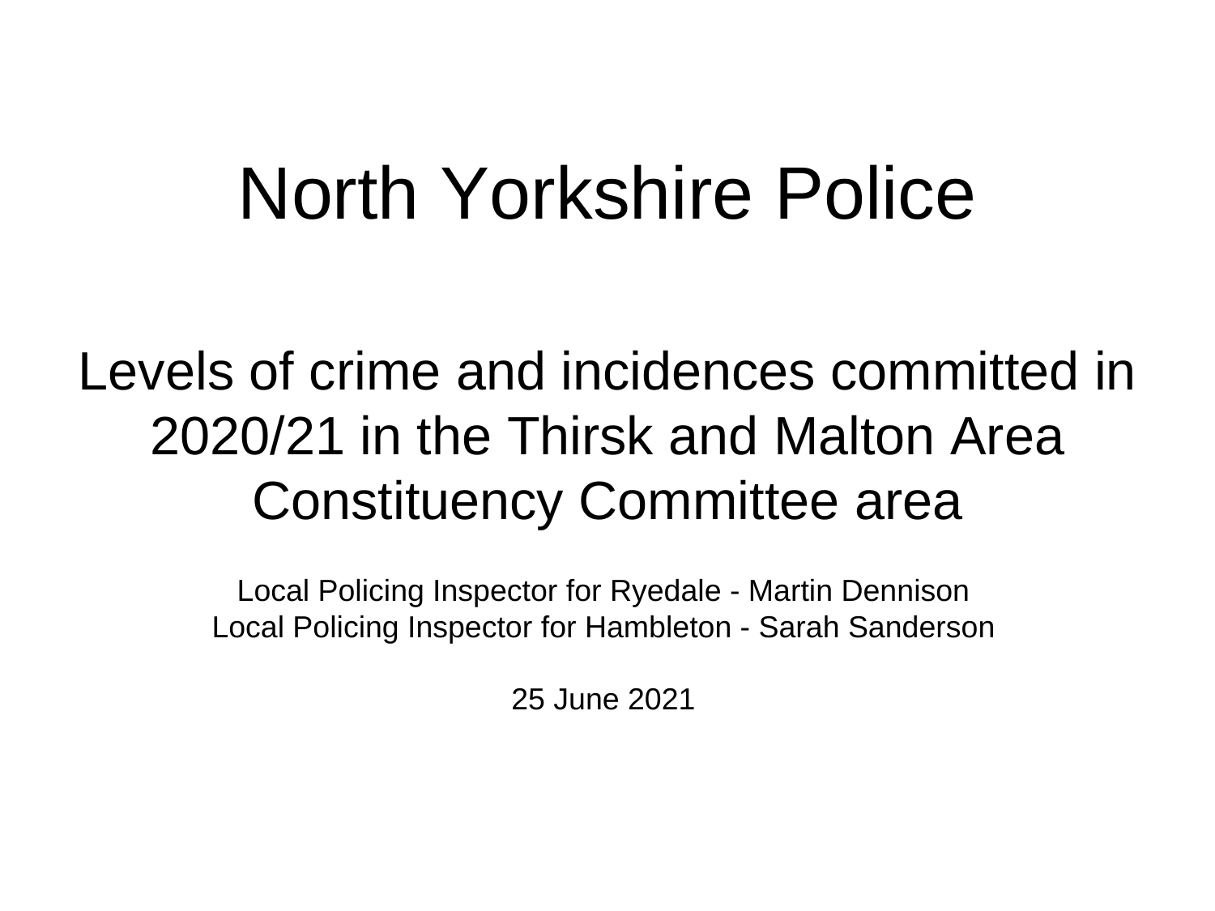# North Yorkshire Police

## Levels of crime and incidences committed in 2020/21 in the Thirsk and Malton Area Constituency Committee area

Local Policing Inspector for Ryedale - Martin Dennison
Local Policing Inspector for Hambleton - Sarah Sanderson

25 June 2021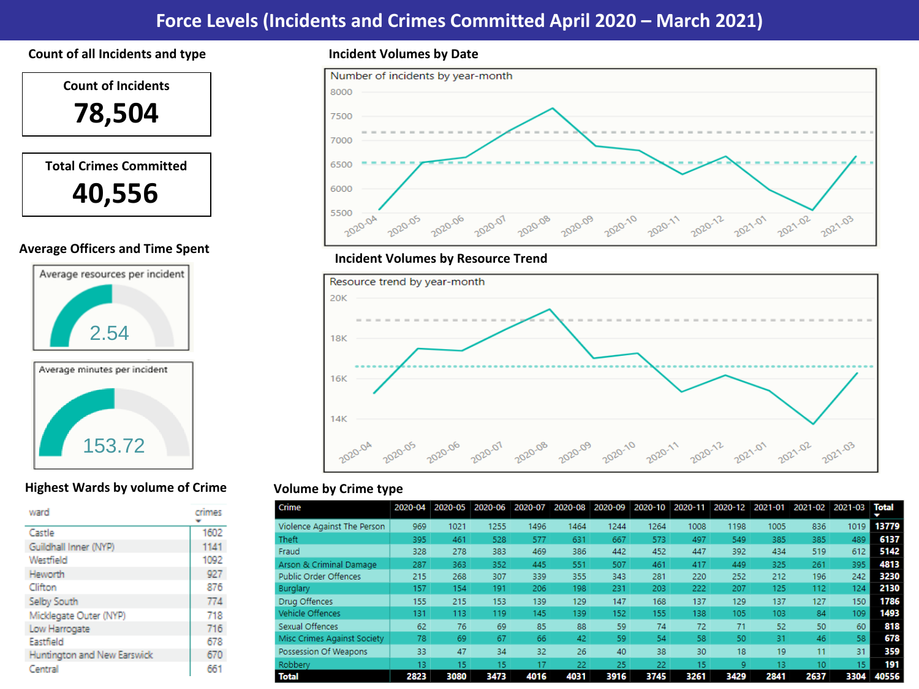# Force Levels (Incidents and Crimes Committed April 2020 – March 2021)

## Count of all Incidents and type

**Count of Incidents**

**78,504**

**Total Crimes Committed**

**40,556**

## Average Officers and Time Spent

Average resources per incident

2.54

Average minutes per incident

153.72

## Incident Volumes by Date

Number of incidents by year-month

## Incident Volumes by Resource Trend

Resource trend by year-month

## Highest Wards by volume of Crime

| ward | crimes |
| --- | --- |
| Castle | 1602 |
| Guildhall Inner (NYP) | 1141 |
| Westfield | 1092 |
| Heworth | 927 |
| Clifton | 876 |
| Selby South | 774 |
| Micklegate Outer (NYP) | 718 |
| Low Harrogate | 716 |
| Eastfield | 678 |
| Huntington and New Earswick | 670 |
| Central | 661 |

## Volume by Crime type

| Crime | 2020-04 | 2020-05 | 2020-06 | 2020-07 | 2020-08 | 2020-09 | 2020-10 | 2020-11 | 2020-12 | 2021-01 | 2021-02 | 2021-03 | Total |
| --- | --- | --- | --- | --- | --- | --- | --- | --- | --- | --- | --- | --- | --- |
| Violence Against The Person | 969 | 1021 | 1255 | 1496 | 1464 | 1244 | 1264 | 1008 | 1198 | 1005 | 836 | 1019 | 13779 |
| Theft | 395 | 461 | 528 | 577 | 631 | 667 | 573 | 497 | 549 | 385 | 385 | 489 | 6137 |
| Fraud | 328 | 278 | 383 | 469 | 386 | 442 | 452 | 447 | 392 | 434 | 519 | 612 | 5142 |
| Arson & Criminal Damage | 287 | 363 | 352 | 445 | 551 | 507 | 461 | 417 | 449 | 325 | 261 | 395 | 4813 |
| Public Order Offences | 215 | 268 | 307 | 339 | 355 | 343 | 281 | 220 | 252 | 212 | 196 | 242 | 3230 |
| Burglary | 157 | 154 | 191 | 206 | 198 | 231 | 203 | 222 | 207 | 125 | 112 | 124 | 2130 |
| Drug Offences | 155 | 215 | 153 | 139 | 129 | 147 | 168 | 137 | 129 | 137 | 127 | 150 | 1786 |
| Vehicle Offences | 131 | 113 | 119 | 145 | 139 | 152 | 155 | 138 | 105 | 103 | 84 | 109 | 1493 |
| Sexual Offences | 62 | 76 | 69 | 85 | 88 | 59 | 74 | 72 | 71 | 52 | 50 | 60 | 818 |
| Misc Crimes Against Society | 78 | 69 | 67 | 66 | 42 | 59 | 54 | 58 | 50 | 31 | 46 | 58 | 678 |
| Possession Of Weapons | 33 | 47 | 34 | 32 | 26 | 40 | 38 | 30 | 18 | 19 | 11 | 31 | 359 |
| Robbery | 13 | 15 | 15 | 17 | 22 | 25 | 22 | 15 | 9 | 13 | 10 | 15 | 191 |
| **Total** | **2823** | **3080** | **3473** | **4016** | **4031** | **3916** | **3745** | **3261** | **3429** | **2841** | **2637** | **3304** | **40556** |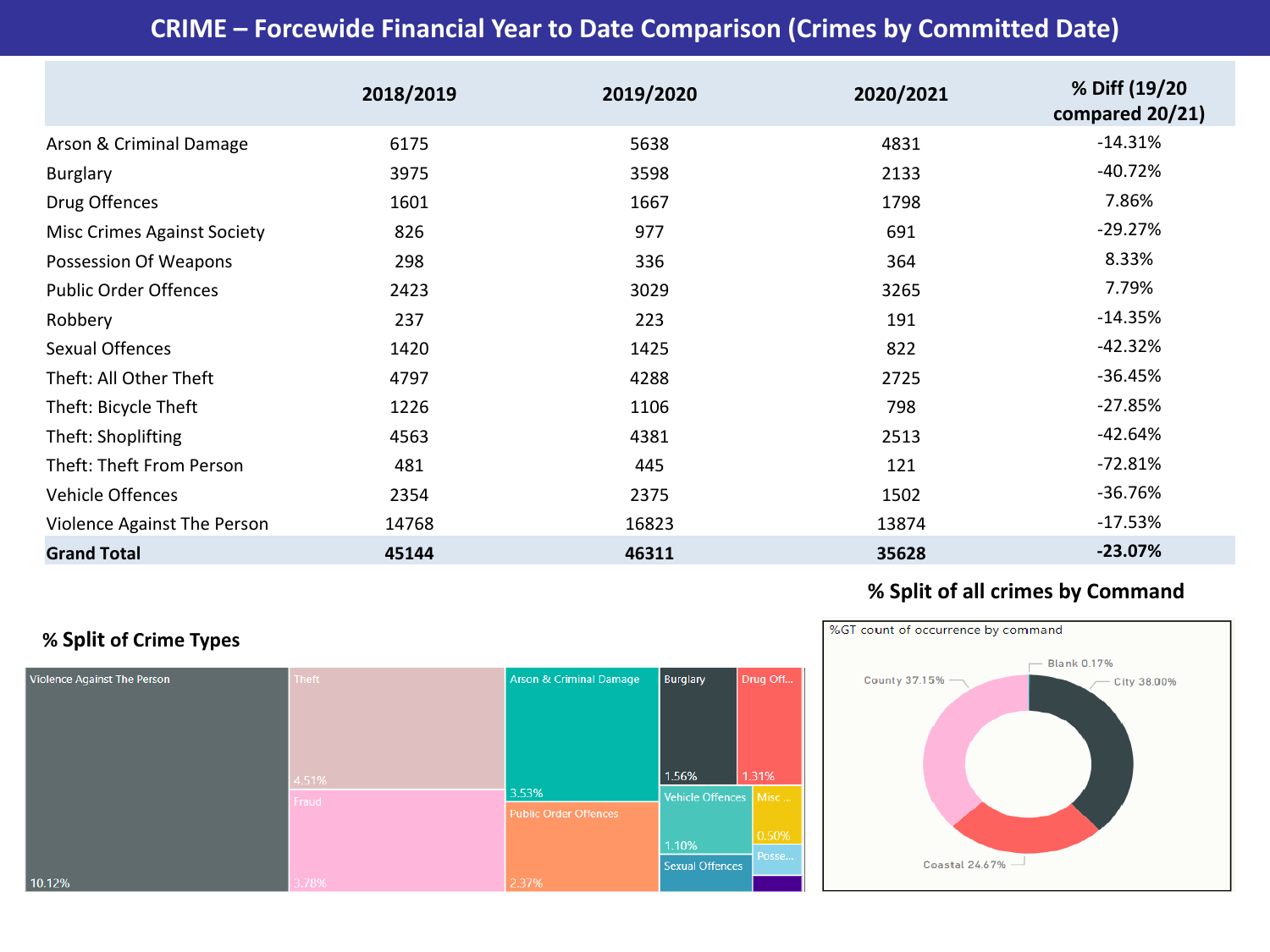# CRIME – Forcewide Financial Year to Date Comparison (Crimes by Committed Date)

| | 2018/2019 | 2019/2020 | 2020/2021 | % Diff (19/20 compared 20/21) |
|---|---|---|---|---|
| Arson & Criminal Damage | 6175 | 5638 | 4831 | -14.31% |
| Burglary | 3975 | 3598 | 2133 | -40.72% |
| Drug Offences | 1601 | 1667 | 1798 | 7.86% |
| Misc Crimes Against Society | 826 | 977 | 691 | -29.27% |
| Possession Of Weapons | 298 | 336 | 364 | 8.33% |
| Public Order Offences | 2423 | 3029 | 3265 | 7.79% |
| Robbery | 237 | 223 | 191 | -14.35% |
| Sexual Offences | 1420 | 1425 | 822 | -42.32% |
| Theft: All Other Theft | 4797 | 4288 | 2725 | -36.45% |
| Theft: Bicycle Theft | 1226 | 1106 | 798 | -27.85% |
| Theft: Shoplifting | 4563 | 4381 | 2513 | -42.64% |
| Theft: Theft From Person | 481 | 445 | 121 | -72.81% |
| Vehicle Offences | 2354 | 2375 | 1502 | -36.76% |
| Violence Against The Person | 14768 | 16823 | 13874 | -17.53% |
| **Grand Total** | **45144** | **46311** | **35628** | **-23.07%** |

## % Split of Crime Types

Violence Against The Person 10.12%; Theft 4.51%; Fraud 3.78%; Arson & Criminal Damage 3.53%; Public Order Offences 2.37%; Burglary 1.56%; Drug Off... 1.31%; Vehicle Offences 1.10%; Misc ... 0.50%; Sexual Offences; Posse...

## % Split of all crimes by Command

%GT count of occurrence by command

City 38.00%; County 37.15%; Coastal 24.67%; Blank 0.17%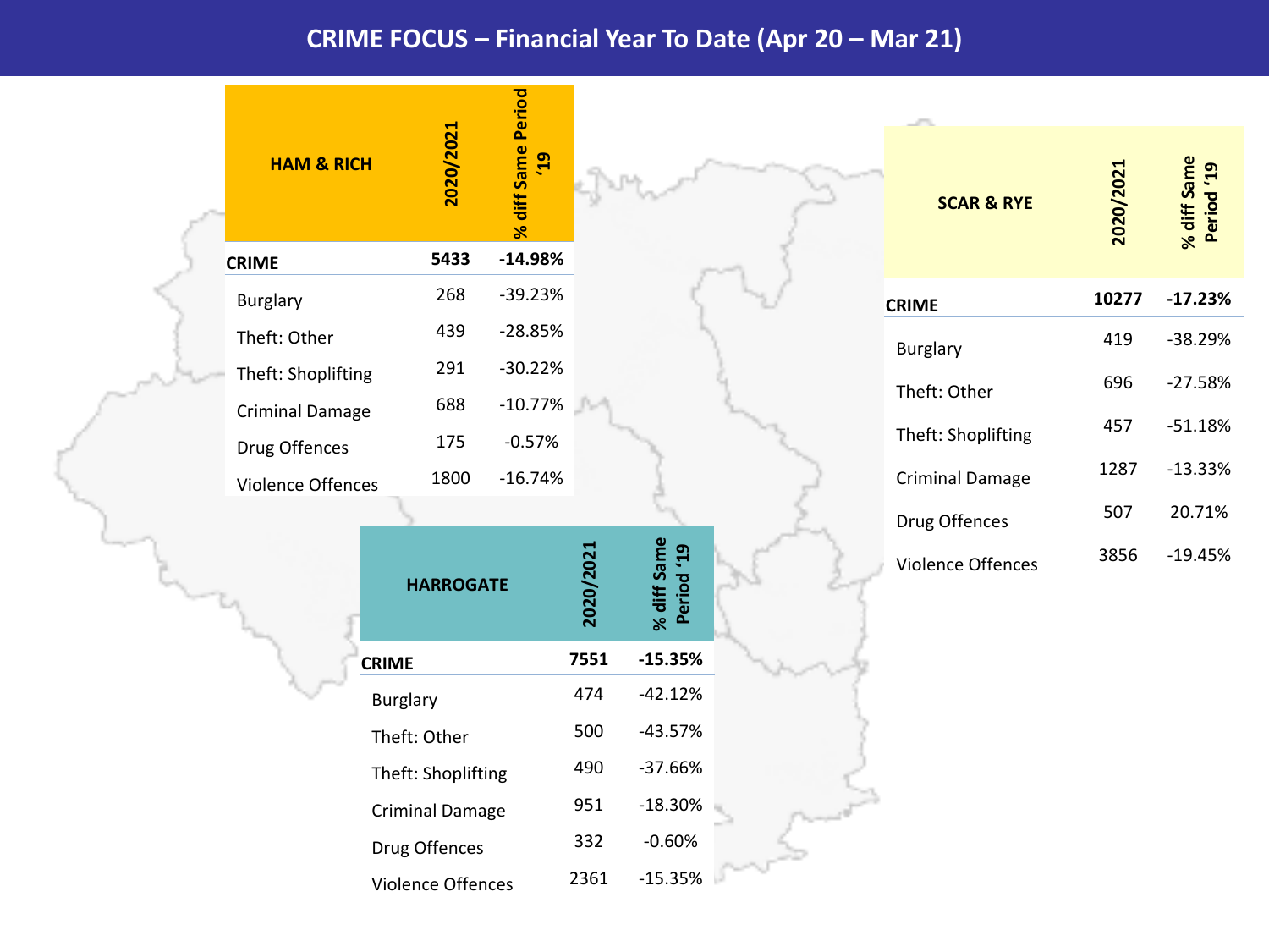# CRIME FOCUS – Financial Year To Date (Apr 20 – Mar 21)

| HAM & RICH | 2020/2021 | % diff Same Period '19 |
| --- | --- | --- |
| **CRIME** | **5433** | **-14.98%** |
| Burglary | 268 | -39.23% |
| Theft: Other | 439 | -28.85% |
| Theft: Shoplifting | 291 | -30.22% |
| Criminal Damage | 688 | -10.77% |
| Drug Offences | 175 | -0.57% |
| Violence Offences | 1800 | -16.74% |

| SCAR & RYE | 2020/2021 | % diff Same Period '19 |
| --- | --- | --- |
| **CRIME** | **10277** | **-17.23%** |
| Burglary | 419 | -38.29% |
| Theft: Other | 696 | -27.58% |
| Theft: Shoplifting | 457 | -51.18% |
| Criminal Damage | 1287 | -13.33% |
| Drug Offences | 507 | 20.71% |
| Violence Offences | 3856 | -19.45% |

| HARROGATE | 2020/2021 | % diff Same Period '19 |
| --- | --- | --- |
| **CRIME** | **7551** | **-15.35%** |
| Burglary | 474 | -42.12% |
| Theft: Other | 500 | -43.57% |
| Theft: Shoplifting | 490 | -37.66% |
| Criminal Damage | 951 | -18.30% |
| Drug Offences | 332 | -0.60% |
| Violence Offences | 2361 | -15.35% |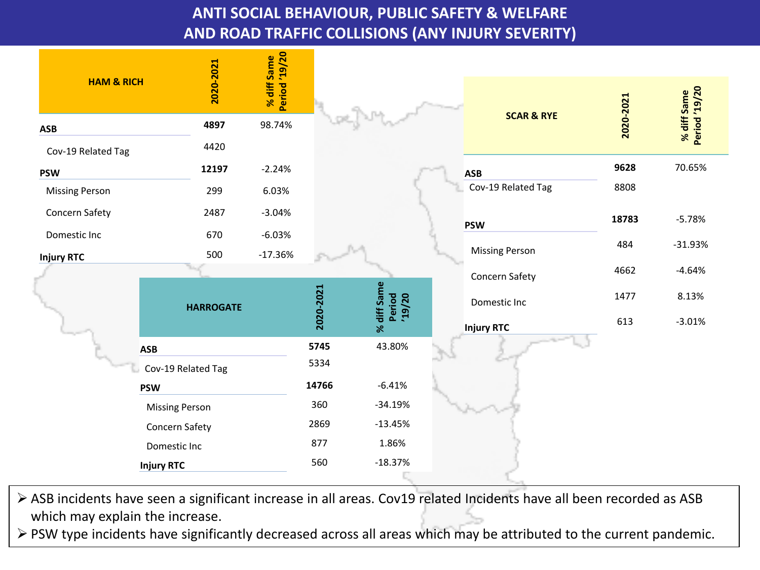# ANTI SOCIAL BEHAVIOUR, PUBLIC SAFETY & WELFARE AND ROAD TRAFFIC COLLISIONS (ANY INJURY SEVERITY)

| HAM & RICH | 2020-2021 | % diff Same Period '19/20 |
|---|---|---|
| **ASB** | **4897** | 98.74% |
| Cov-19 Related Tag | 4420 | |
| **PSW** | **12197** | -2.24% |
| Missing Person | 299 | 6.03% |
| Concern Safety | 2487 | -3.04% |
| Domestic Inc | 670 | -6.03% |
| **Injury RTC** | 500 | -17.36% |

| SCAR & RYE | 2020-2021 | % diff Same Period '19/20 |
|---|---|---|
| **ASB** | **9628** | 70.65% |
| Cov-19 Related Tag | 8808 | |
| **PSW** | **18783** | -5.78% |
| Missing Person | 484 | -31.93% |
| Concern Safety | 4662 | -4.64% |
| Domestic Inc | 1477 | 8.13% |
| **Injury RTC** | 613 | -3.01% |

| HARROGATE | 2020-2021 | % diff Same Period '19/20 |
|---|---|---|
| **ASB** | **5745** | 43.80% |
| Cov-19 Related Tag | 5334 | |
| **PSW** | **14766** | -6.41% |
| Missing Person | 360 | -34.19% |
| Concern Safety | 2869 | -13.45% |
| Domestic Inc | 877 | 1.86% |
| **Injury RTC** | 560 | -18.37% |

- ASB incidents have seen a significant increase in all areas. Cov19 related Incidents have all been recorded as ASB which may explain the increase.
- PSW type incidents have significantly decreased across all areas which may be attributed to the current pandemic.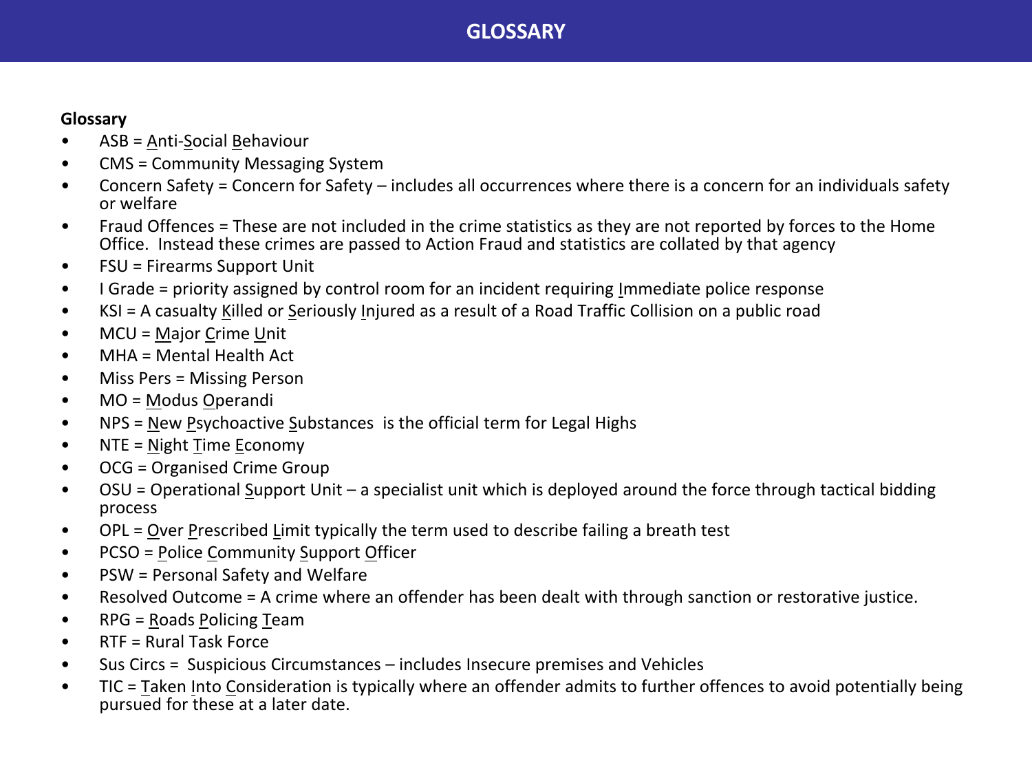# GLOSSARY

**Glossary**

- ASB = Anti-Social Behaviour
- CMS = Community Messaging System
- Concern Safety = Concern for Safety – includes all occurrences where there is a concern for an individuals safety or welfare
- Fraud Offences = These are not included in the crime statistics as they are not reported by forces to the Home Office. Instead these crimes are passed to Action Fraud and statistics are collated by that agency
- FSU = Firearms Support Unit
- I Grade = priority assigned by control room for an incident requiring Immediate police response
- KSI = A casualty Killed or Seriously Injured as a result of a Road Traffic Collision on a public road
- MCU = Major Crime Unit
- MHA = Mental Health Act
- Miss Pers = Missing Person
- MO = Modus Operandi
- NPS = New Psychoactive Substances is the official term for Legal Highs
- NTE = Night Time Economy
- OCG = Organised Crime Group
- OSU = Operational Support Unit – a specialist unit which is deployed around the force through tactical bidding process
- OPL = Over Prescribed Limit typically the term used to describe failing a breath test
- PCSO = Police Community Support Officer
- PSW = Personal Safety and Welfare
- Resolved Outcome = A crime where an offender has been dealt with through sanction or restorative justice.
- RPG = Roads Policing Team
- RTF = Rural Task Force
- Sus Circs = Suspicious Circumstances – includes Insecure premises and Vehicles
- TIC = Taken Into Consideration is typically where an offender admits to further offences to avoid potentially being pursued for these at a later date.